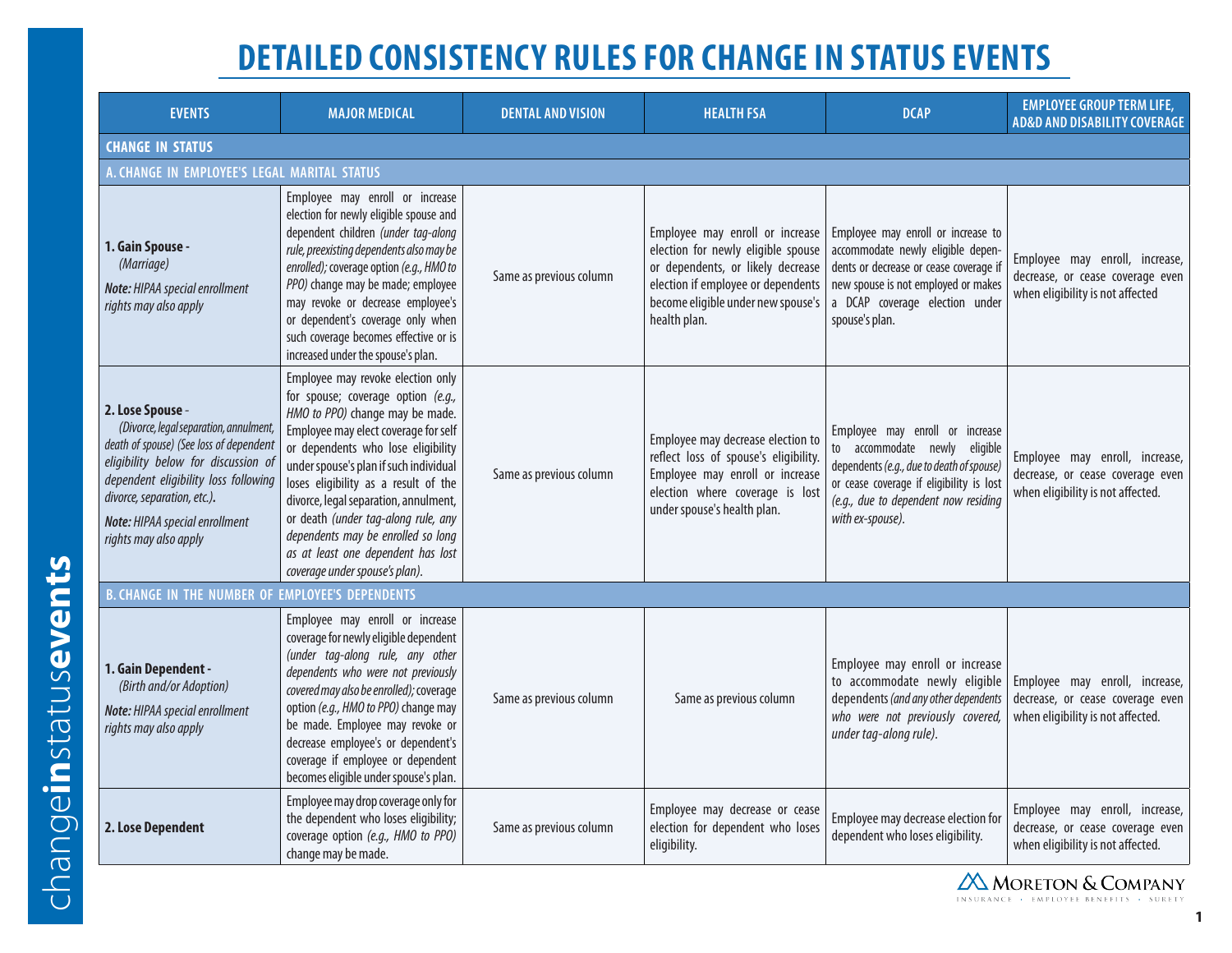# DETAILED CONSISTENCY RULES FOR CHANGE IN STATUS EVENTS

| EVENTS | MAJOR MEDICAL | DENTAL AND VISION | HEALTH FSA | DCAP | EMPLOYEE GROUP TERM LIFE, AD&D AND DISABILITY COVERAGE |
|---|---|---|---|---|---|
| **CHANGE IN STATUS** | | | | | |
| **A. CHANGE IN EMPLOYEE'S LEGAL MARITAL STATUS** | | | | | |
| **1. Gain Spouse -** *(Marriage)* ***Note:** HIPAA special enrollment rights may also apply* | Employee may enroll or increase election for newly eligible spouse and dependent children *(under tag-along rule, preexisting dependents also may be enrolled)*; coverage option *(e.g., HMO to PPO)* change may be made; employee may revoke or decrease employee's or dependent's coverage only when such coverage becomes effective or is increased under the spouse's plan. | Same as previous column | Employee may enroll or increase election for newly eligible spouse or dependents, or likely decrease election if employee or dependents become eligible under new spouse's health plan. | Employee may enroll or increase to accommodate newly eligible dependents or decrease or cease coverage if new spouse is not employed or makes a DCAP coverage election under spouse's plan. | Employee may enroll, increase, decrease, or cease coverage even when eligibility is not affected |
| **2. Lose Spouse** - *(Divorce, legal separation, annulment, death of spouse) (See loss of dependent eligibility below for discussion of dependent eligibility loss following divorce, separation, etc.)*. ***Note:** HIPAA special enrollment rights may also apply* | Employee may revoke election only for spouse; coverage option *(e.g., HMO to PPO)* change may be made. Employee may elect coverage for self or dependents who lose eligibility under spouse's plan if such individual loses eligibility as a result of the divorce, legal separation, annulment, or death *(under tag-along rule, any dependents may be enrolled so long as at least one dependent has lost coverage under spouse's plan)*. | Same as previous column | Employee may decrease election to reflect loss of spouse's eligibility. Employee may enroll or increase election where coverage is lost under spouse's health plan. | Employee may enroll or increase to accommodate newly eligible dependents *(e.g., due to death of spouse)* or cease coverage if eligibility is lost *(e.g., due to dependent now residing with ex-spouse)*. | Employee may enroll, increase, decrease, or cease coverage even when eligibility is not affected. |
| **B. CHANGE IN THE NUMBER OF EMPLOYEE'S DEPENDENTS** | | | | | |
| **1. Gain Dependent -** *(Birth and/or Adoption)* ***Note:** HIPAA special enrollment rights may also apply* | Employee may enroll or increase coverage for newly eligible dependent *(under tag-along rule, any other dependents who were not previously covered may also be enrolled)*; coverage option *(e.g., HMO to PPO)* change may be made. Employee may revoke or decrease employee's or dependent's coverage if employee or dependent becomes eligible under spouse's plan. | Same as previous column | Same as previous column | Employee may enroll or increase to accommodate newly eligible dependents *(and any other dependents who were not previously covered, under tag-along rule)*. | Employee may enroll, increase, decrease, or cease coverage even when eligibility is not affected. |
| **2. Lose Dependent** | Employee may drop coverage only for the dependent who loses eligibility; coverage option *(e.g., HMO to PPO)* change may be made. | Same as previous column | Employee may decrease or cease election for dependent who loses eligibility. | Employee may decrease election for dependent who loses eligibility. | Employee may enroll, increase, decrease, or cease coverage even when eligibility is not affected. |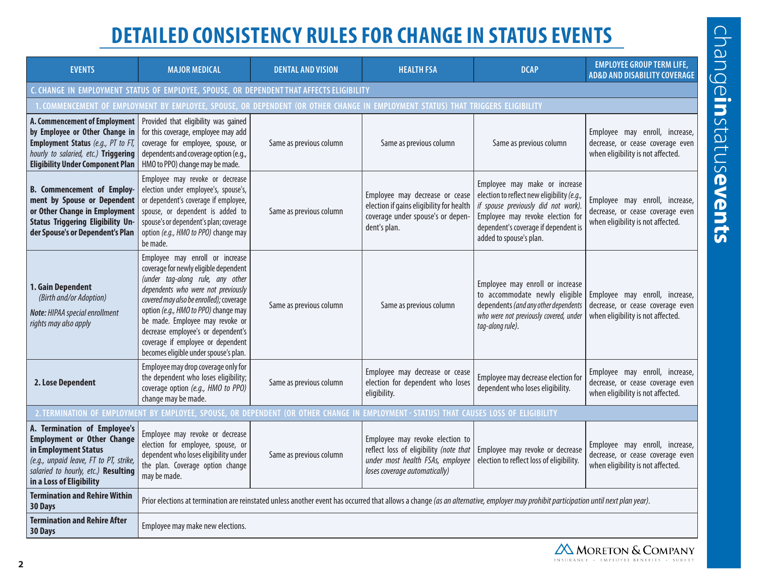# DETAILED CONSISTENCY RULES FOR CHANGE IN STATUS EVENTS

| EVENTS | MAJOR MEDICAL | DENTAL AND VISION | HEALTH FSA | DCAP | EMPLOYEE GROUP TERM LIFE, AD&D AND DISABILITY COVERAGE |
|---|---|---|---|---|---|
| **C. CHANGE IN EMPLOYMENT STATUS OF EMPLOYEE, SPOUSE, OR DEPENDENT THAT AFFECTS ELIGIBILITY** | | | | | |
| **1. COMMENCEMENT OF EMPLOYMENT BY EMPLOYEE, SPOUSE, OR DEPENDENT (OR OTHER CHANGE IN EMPLOYMENT STATUS) THAT TRIGGERS ELIGIBILITY** | | | | | |
| **A. Commencement of Employment by Employee or Other Change in Employment Status** *(e.g., PT to FT, hourly to salaried, etc.)* **Triggering Eligibility Under Component Plan** | Provided that eligibility was gained for this coverage, employee may add coverage for employee, spouse, or dependents and coverage option (e.g., HMO to PPO) change may be made. | Same as previous column | Same as previous column | Same as previous column | Employee may enroll, increase, decrease, or cease coverage even when eligibility is not affected. |
| **B. Commencement of Employment by Spouse or Dependent or Other Change in Employment Status Triggering Eligibility Under Spouse's or Dependent's Plan** | Employee may revoke or decrease election under employee's, spouse's, or dependent's coverage if employee, spouse, or dependent is added to spouse's or dependent's plan; coverage option *(e.g., HMO to PPO)* change may be made. | Same as previous column | Employee may decrease or cease election if gains eligibility for health coverage under spouse's or dependent's plan. | Employee may make or increase election to reflect new eligibility *(e.g., if spouse previously did not work)*. Employee may revoke election for dependent's coverage if dependent is added to spouse's plan. | Employee may enroll, increase, decrease, or cease coverage even when eligibility is not affected. |
| **1. Gain Dependent** *(Birth and/or Adoption)* *Note: HIPAA special enrollment rights may also apply* | Employee may enroll or increase coverage for newly eligible dependent *(under tag-along rule, any other dependents who were not previously covered may also be enrolled)*; coverage option *(e.g., HMO to PPO)* change may be made. Employee may revoke or decrease employee's or dependent's coverage if employee or dependent becomes eligible under spouse's plan. | Same as previous column | Same as previous column | Employee may enroll or increase to accommodate newly eligible dependents *(and any other dependents who were not previously covered, under tag-along rule)*. | Employee may enroll, increase, decrease, or cease coverage even when eligibility is not affected. |
| **2. Lose Dependent** | Employee may drop coverage only for the dependent who loses eligibility; coverage option *(e.g., HMO to PPO)* change may be made. | Same as previous column | Employee may decrease or cease election for dependent who loses eligibility. | Employee may decrease election for dependent who loses eligibility. | Employee may enroll, increase, decrease, or cease coverage even when eligibility is not affected. |
| **2. TERMINATION OF EMPLOYMENT BY EMPLOYEE, SPOUSE, OR DEPENDENT (OR OTHER CHANGE IN EMPLOYMENT - STATUS) THAT CAUSES LOSS OF ELIGIBILITY** | | | | | |
| **A. Termination of Employee's Employment or Other Change in Employment Status** *(e.g., unpaid leave, FT to PT, strike, salaried to hourly, etc.)* **Resulting in a Loss of Eligibility** | Employee may revoke or decrease election for employee, spouse, or dependent who loses eligibility under the plan. Coverage option change may be made. | Same as previous column | Employee may revoke election to reflect loss of eligibility *(note that under most health FSAs, employee loses coverage automatically)* | Employee may revoke or decrease election to reflect loss of eligibility. | Employee may enroll, increase, decrease, or cease coverage even when eligibility is not affected. |
| **Termination and Rehire Within 30 Days** | Prior elections at termination are reinstated unless another event has occurred that allows a change *(as an alternative, employer may prohibit participation until next plan year)*. | | | | |
| **Termination and Rehire After 30 Days** | Employee may make new elections. | | | | |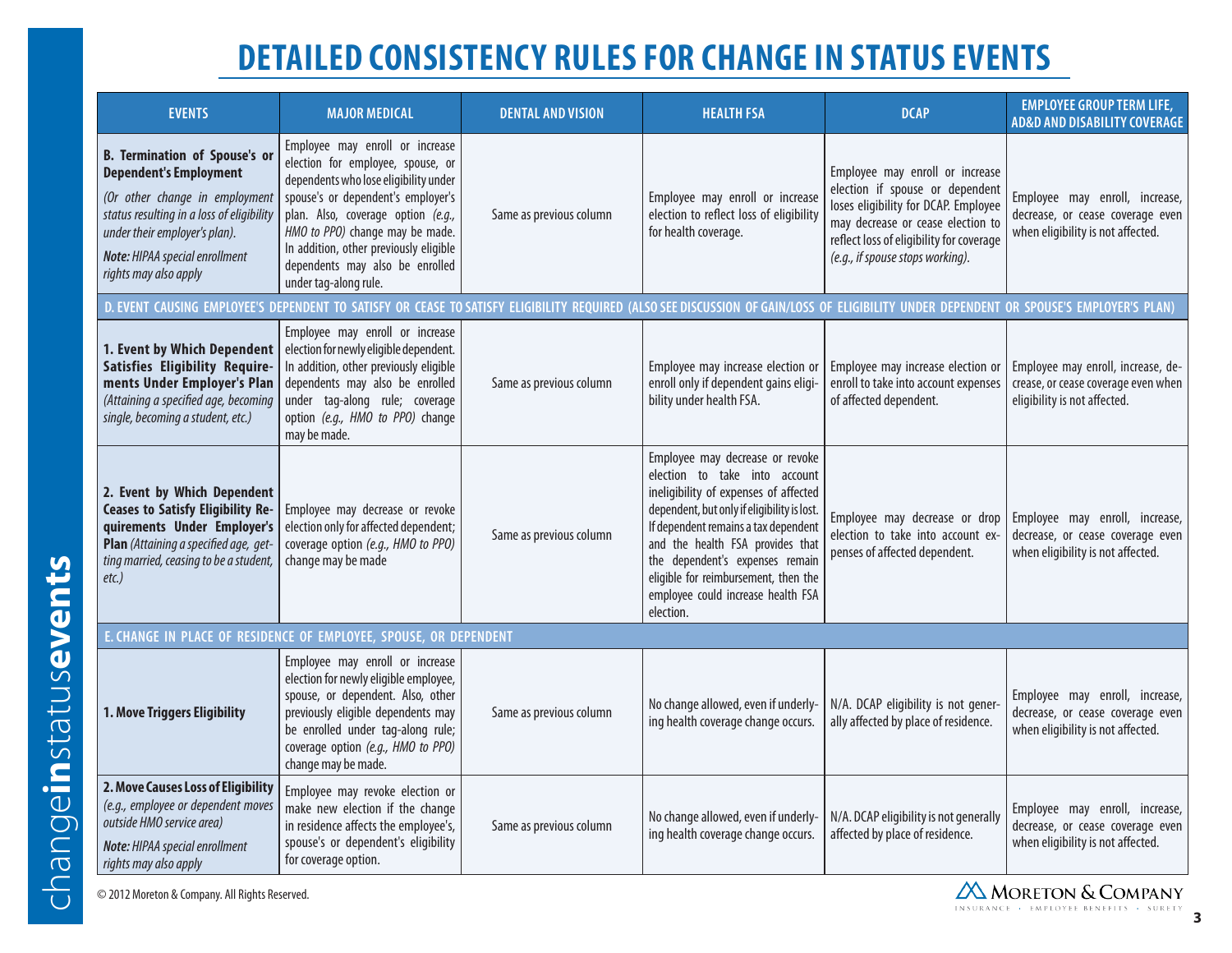# DETAILED CONSISTENCY RULES FOR CHANGE IN STATUS EVENTS

| EVENTS | MAJOR MEDICAL | DENTAL AND VISION | HEALTH FSA | DCAP | EMPLOYEE GROUP TERM LIFE, AD&D AND DISABILITY COVERAGE |
|---|---|---|---|---|---|
| **B. Termination of Spouse's or Dependent's Employment** *(Or other change in employment status resulting in a loss of eligibility under their employer's plan).* ***Note:*** *HIPAA special enrollment rights may also apply* | Employee may enroll or increase election for employee, spouse, or dependents who lose eligibility under spouse's or dependent's employer's plan. Also, coverage option *(e.g., HMO to PPO)* change may be made. In addition, other previously eligible dependents may also be enrolled under tag-along rule. | Same as previous column | Employee may enroll or increase election to reflect loss of eligibility for health coverage. | Employee may enroll or increase election if spouse or dependent loses eligibility for DCAP. Employee may decrease or cease election to reflect loss of eligibility for coverage *(e.g., if spouse stops working)*. | Employee may enroll, increase, decrease, or cease coverage even when eligibility is not affected. |
| **D. EVENT CAUSING EMPLOYEE'S DEPENDENT TO SATISFY OR CEASE TO SATISFY ELIGIBILITY REQUIRED (ALSO SEE DISCUSSION OF GAIN/LOSS OF ELIGIBILITY UNDER DEPENDENT OR SPOUSE'S EMPLOYER'S PLAN)** | | | | | |
| **1. Event by Which Dependent Satisfies Eligibility Requirements Under Employer's Plan** *(Attaining a specified age, becoming single, becoming a student, etc.)* | Employee may enroll or increase election for newly eligible dependent. In addition, other previously eligible dependents may also be enrolled under tag-along rule; coverage option *(e.g., HMO to PPO)* change may be made. | Same as previous column | Employee may increase election or enroll only if dependent gains eligibility under health FSA. | Employee may increase election or enroll to take into account expenses of affected dependent. | Employee may enroll, increase, decrease, or cease coverage even when eligibility is not affected. |
| **2. Event by Which Dependent Ceases to Satisfy Eligibility Requirements Under Employer's Plan** *(Attaining a specified age, getting married, ceasing to be a student, etc.)* | Employee may decrease or revoke election only for affected dependent; coverage option *(e.g., HMO to PPO)* change may be made | Same as previous column | Employee may decrease or revoke election to take into account ineligibility of expenses of affected dependent, but only if eligibility is lost. If dependent remains a tax dependent and the health FSA provides that the dependent's expenses remain eligible for reimbursement, then the employee could increase health FSA election. | Employee may decrease or drop election to take into account expenses of affected dependent. | Employee may enroll, increase, decrease, or cease coverage even when eligibility is not affected. |
| **E. CHANGE IN PLACE OF RESIDENCE OF EMPLOYEE, SPOUSE, OR DEPENDENT** | | | | | |
| **1. Move Triggers Eligibility** | Employee may enroll or increase election for newly eligible employee, spouse, or dependent. Also, other previously eligible dependents may be enrolled under tag-along rule; coverage option *(e.g., HMO to PPO)* change may be made. | Same as previous column | No change allowed, even if underlying health coverage change occurs. | N/A. DCAP eligibility is not generally affected by place of residence. | Employee may enroll, increase, decrease, or cease coverage even when eligibility is not affected. |
| **2. Move Causes Loss of Eligibility** *(e.g., employee or dependent moves outside HMO service area)* ***Note:*** *HIPAA special enrollment rights may also apply* | Employee may revoke election or make new election if the change in residence affects the employee's, spouse's or dependent's eligibility for coverage option. | Same as previous column | No change allowed, even if underlying health coverage change occurs. | N/A. DCAP eligibility is not generally affected by place of residence. | Employee may enroll, increase, decrease, or cease coverage even when eligibility is not affected. |

© 2012 Moreton & Company. All Rights Reserved.

MORETON & COMPANY
INSURANCE • EMPLOYEE BENEFITS • SURETY